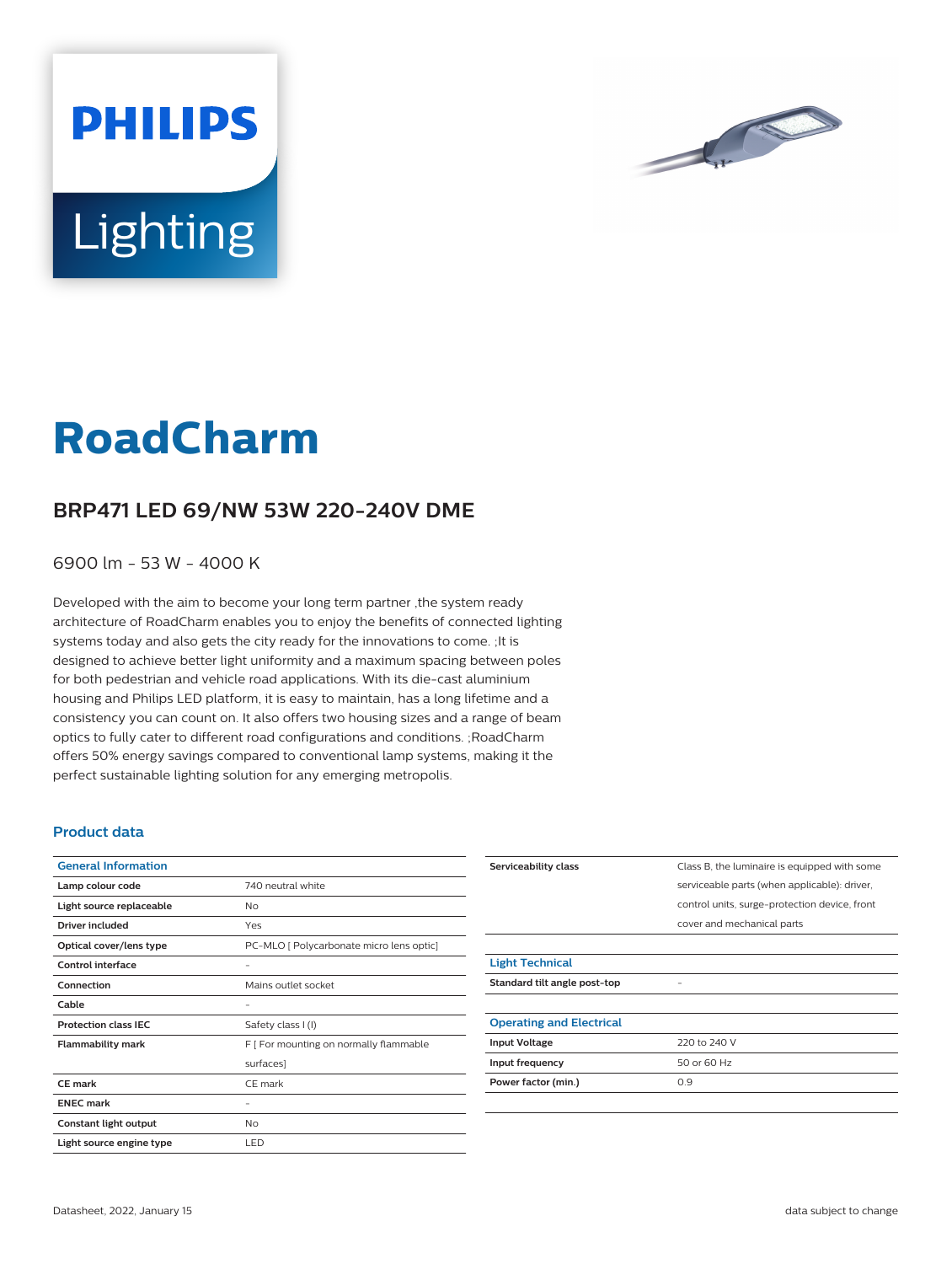PHILIPS

Lighting

# RoadCharm

## BRP471 LED 69/NW 53W 220-240V DME

6900 lm - 53 W - 4000 K

Developed with the aim to become your long term partner ,the system ready architecture of RoadCharm enables you to enjoy the benefits of connected lighting systems today and also gets the city ready for the innovations to come. ;It is designed to achieve better light uniformity and a maximum spacing between poles for both pedestrian and vehicle road applications. With its die-cast aluminium housing and Philips LED platform, it is easy to maintain, has a long lifetime and a consistency you can count on. It also offers two housing sizes and a range of beam optics to fully cater to different road configurations and conditions. ;RoadCharm offers 50% energy savings compared to conventional lamp systems, making it the perfect sustainable lighting solution for any emerging metropolis.

### Product data

| General Information | |
|---|---|
| Lamp colour code | 740 neutral white |
| Light source replaceable | No |
| Driver included | Yes |
| Optical cover/lens type | PC-MLO [ Polycarbonate micro lens optic] |
| Control interface | - |
| Connection | Mains outlet socket |
| Cable | - |
| Protection class IEC | Safety class I (I) |
| Flammability mark | F [ For mounting on normally flammable surfaces] |
| CE mark | CE mark |
| ENEC mark | - |
| Constant light output | No |
| Light source engine type | LED |
| Serviceability class | Class B, the luminaire is equipped with some serviceable parts (when applicable): driver, control units, surge-protection device, front cover and mechanical parts |

| Light Technical | |
|---|---|
| Standard tilt angle post-top | - |

| Operating and Electrical | |
|---|---|
| Input Voltage | 220 to 240 V |
| Input frequency | 50 or 60 Hz |
| Power factor (min.) | 0.9 |

Datasheet, 2022, January 15

data subject to change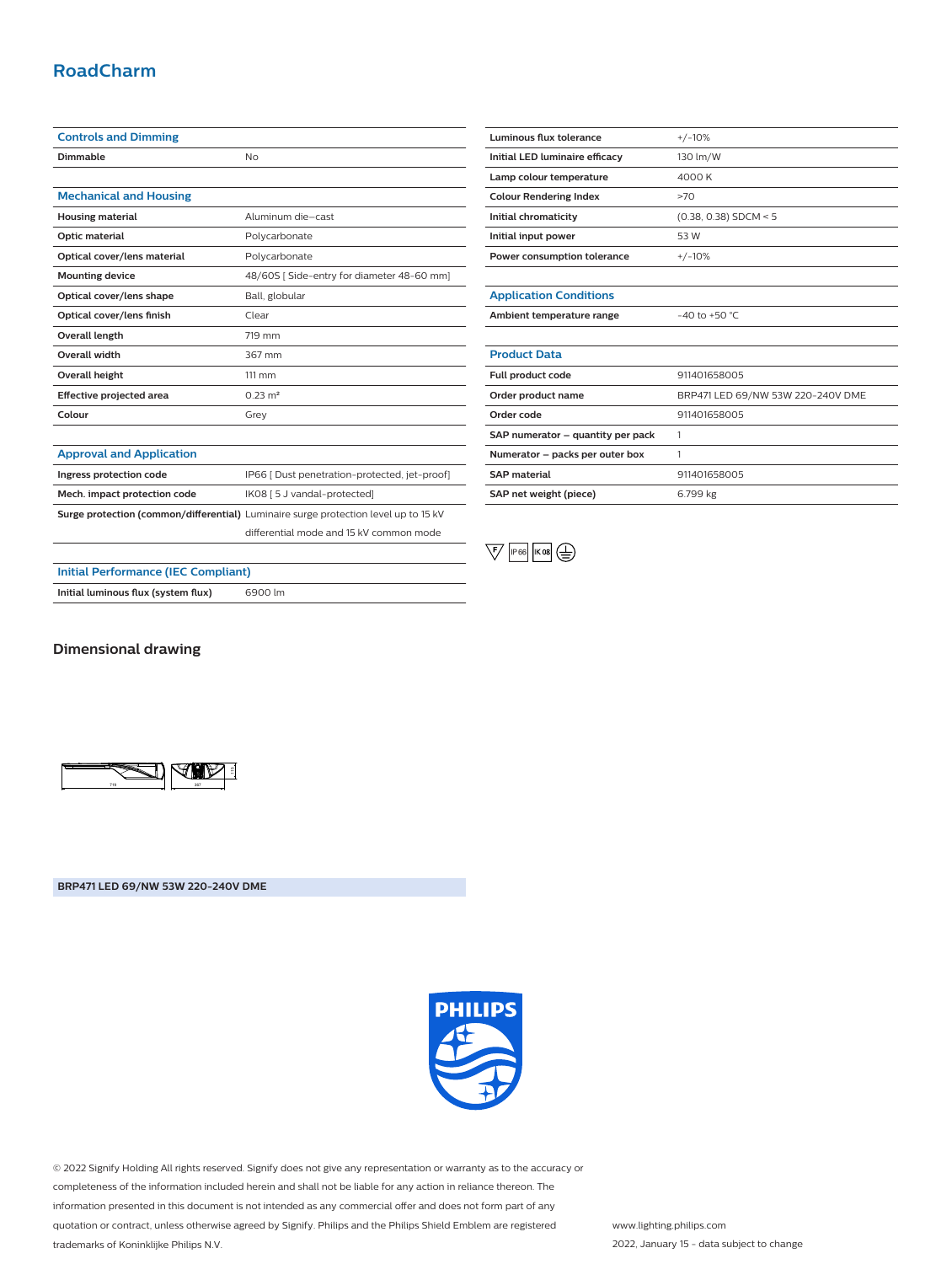# RoadCharm

| Controls and Dimming | |
|---|---|
| **Dimmable** | No |

| Mechanical and Housing | |
|---|---|
| **Housing material** | Aluminum die-cast |
| **Optic material** | Polycarbonate |
| **Optical cover/lens material** | Polycarbonate |
| **Mounting device** | 48/60S [ Side-entry for diameter 48-60 mm] |
| **Optical cover/lens shape** | Ball, globular |
| **Optical cover/lens finish** | Clear |
| **Overall length** | 719 mm |
| **Overall width** | 367 mm |
| **Overall height** | 111 mm |
| **Effective projected area** | 0.23 m² |
| **Colour** | Grey |

| Approval and Application | |
|---|---|
| **Ingress protection code** | IP66 [ Dust penetration-protected, jet-proof] |
| **Mech. impact protection code** | IK08 [ 5 J vandal-protected] |
| **Surge protection (common/differential)** | Luminaire surge protection level up to 15 kV differential mode and 15 kV common mode |

| Initial Performance (IEC Compliant) | |
|---|---|
| **Initial luminous flux (system flux)** | 6900 lm |
| **Luminous flux tolerance** | +/-10% |
| **Initial LED luminaire efficacy** | 130 lm/W |
| **Lamp colour temperature** | 4000 K |
| **Colour Rendering Index** | >70 |
| **Initial chromaticity** | (0.38, 0.38) SDCM < 5 |
| **Initial input power** | 53 W |
| **Power consumption tolerance** | +/-10% |

| Application Conditions | |
|---|---|
| **Ambient temperature range** | -40 to +50 °C |

| Product Data | |
|---|---|
| **Full product code** | 911401658005 |
| **Order product name** | BRP471 LED 69/NW 53W 220-240V DME |
| **Order code** | 911401658005 |
| **SAP numerator – quantity per pack** | 1 |
| **Numerator – packs per outer box** | 1 |
| **SAP material** | 911401658005 |
| **SAP net weight (piece)** | 6.799 kg |

F IP66 IK08

## Dimensional drawing

719

367

111

**BRP471 LED 69/NW 53W 220-240V DME**

© 2022 Signify Holding All rights reserved. Signify does not give any representation or warranty as to the accuracy or completeness of the information included herein and shall not be liable for any action in reliance thereon. The information presented in this document is not intended as any commercial offer and does not form part of any quotation or contract, unless otherwise agreed by Signify. Philips and the Philips Shield Emblem are registered trademarks of Koninklijke Philips N.V.

www.lighting.philips.com

2022, January 15 - data subject to change